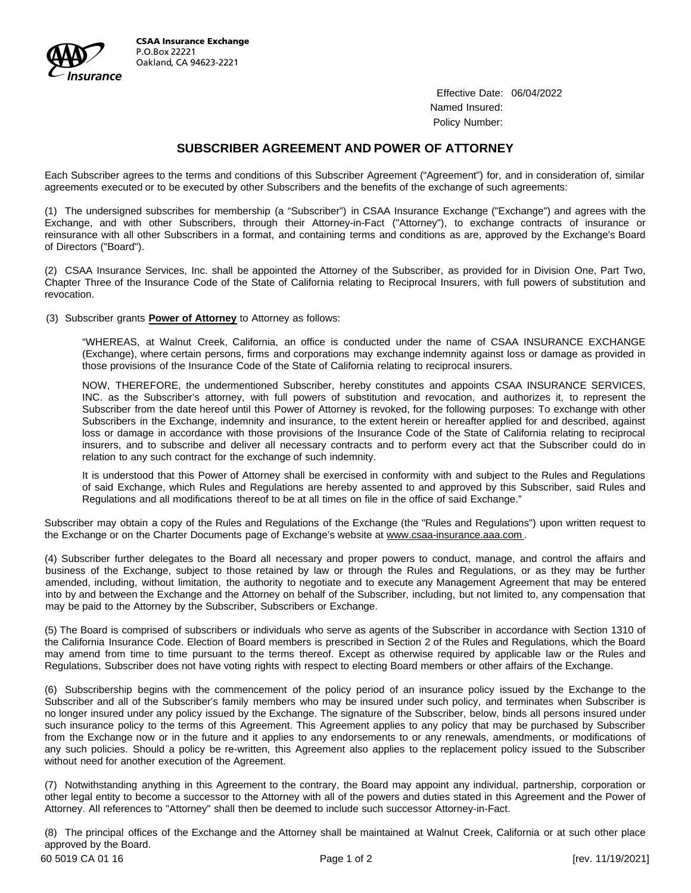CSAA Insurance Exchange
P.O.Box 22221
Oakland, CA 94623-2221

Effective Date: 06/04/2022
Named Insured:
Policy Number:

## SUBSCRIBER AGREEMENT AND POWER OF ATTORNEY

Each Subscriber agrees to the terms and conditions of this Subscriber Agreement ("Agreement") for, and in consideration of, similar agreements executed or to be executed by other Subscribers and the benefits of the exchange of such agreements:

(1) The undersigned subscribes for membership (a "Subscriber") in CSAA Insurance Exchange ("Exchange") and agrees with the Exchange, and with other Subscribers, through their Attorney-in-Fact ("Attorney"), to exchange contracts of insurance or reinsurance with all other Subscribers in a format, and containing terms and conditions as are, approved by the Exchange's Board of Directors ("Board").

(2) CSAA Insurance Services, Inc. shall be appointed the Attorney of the Subscriber, as provided for in Division One, Part Two, Chapter Three of the Insurance Code of the State of California relating to Reciprocal Insurers, with full powers of substitution and revocation.

(3) Subscriber grants **Power of Attorney** to Attorney as follows:

> "WHEREAS, at Walnut Creek, California, an office is conducted under the name of CSAA INSURANCE EXCHANGE (Exchange), where certain persons, firms and corporations may exchange indemnity against loss or damage as provided in those provisions of the Insurance Code of the State of California relating to reciprocal insurers.
>
> NOW, THEREFORE, the undermentioned Subscriber, hereby constitutes and appoints CSAA INSURANCE SERVICES, INC. as the Subscriber's attorney, with full powers of substitution and revocation, and authorizes it, to represent the Subscriber from the date hereof until this Power of Attorney is revoked, for the following purposes: To exchange with other Subscribers in the Exchange, indemnity and insurance, to the extent herein or hereafter applied for and described, against loss or damage in accordance with those provisions of the Insurance Code of the State of California relating to reciprocal insurers, and to subscribe and deliver all necessary contracts and to perform every act that the Subscriber could do in relation to any such contract for the exchange of such indemnity.
>
> It is understood that this Power of Attorney shall be exercised in conformity with and subject to the Rules and Regulations of said Exchange, which Rules and Regulations are hereby assented to and approved by this Subscriber, said Rules and Regulations and all modifications thereof to be at all times on file in the office of said Exchange."

Subscriber may obtain a copy of the Rules and Regulations of the Exchange (the "Rules and Regulations") upon written request to the Exchange or on the Charter Documents page of Exchange's website at www.csaa-insurance.aaa.com.

(4) Subscriber further delegates to the Board all necessary and proper powers to conduct, manage, and control the affairs and business of the Exchange, subject to those retained by law or through the Rules and Regulations, or as they may be further amended, including, without limitation, the authority to negotiate and to execute any Management Agreement that may be entered into by and between the Exchange and the Attorney on behalf of the Subscriber, including, but not limited to, any compensation that may be paid to the Attorney by the Subscriber, Subscribers or Exchange.

(5) The Board is comprised of subscribers or individuals who serve as agents of the Subscriber in accordance with Section 1310 of the California Insurance Code. Election of Board members is prescribed in Section 2 of the Rules and Regulations, which the Board may amend from time to time pursuant to the terms thereof. Except as otherwise required by applicable law or the Rules and Regulations, Subscriber does not have voting rights with respect to electing Board members or other affairs of the Exchange.

(6) Subscribership begins with the commencement of the policy period of an insurance policy issued by the Exchange to the Subscriber and all of the Subscriber's family members who may be insured under such policy, and terminates when Subscriber is no longer insured under any policy issued by the Exchange. The signature of the Subscriber, below, binds all persons insured under such insurance policy to the terms of this Agreement. This Agreement applies to any policy that may be purchased by Subscriber from the Exchange now or in the future and it applies to any endorsements to or any renewals, amendments, or modifications of any such policies. Should a policy be re-written, this Agreement also applies to the replacement policy issued to the Subscriber without need for another execution of the Agreement.

(7) Notwithstanding anything in this Agreement to the contrary, the Board may appoint any individual, partnership, corporation or other legal entity to become a successor to the Attorney with all of the powers and duties stated in this Agreement and the Power of Attorney. All references to "Attorney" shall then be deemed to include such successor Attorney-in-Fact.

(8) The principal offices of the Exchange and the Attorney shall be maintained at Walnut Creek, California or at such other place approved by the Board.

60 5019 CA 01 16 [rev. 11/19/2021]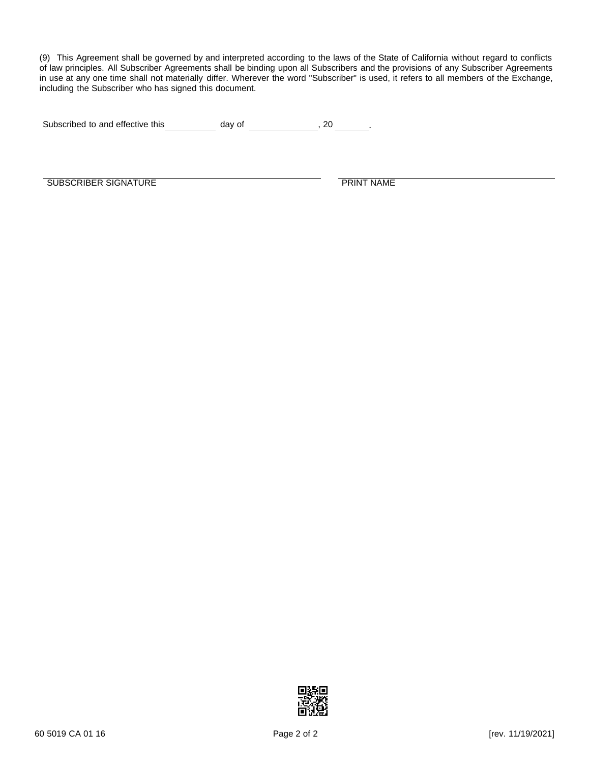(9) This Agreement shall be governed by and interpreted according to the laws of the State of California without regard to conflicts of law principles. All Subscriber Agreements shall be binding upon all Subscribers and the provisions of any Subscriber Agreements in use at any one time shall not materially differ. Wherever the word "Subscriber" is used, it refers to all members of the Exchange, including the Subscriber who has signed this document.

Subscribed to and effective this __________ day of ______________, 20 _______.

_______________________________________ SUBSCRIBER SIGNATURE

_______________________________________ PRINT NAME

60 5019 CA 01 16 [rev. 11/19/2021]